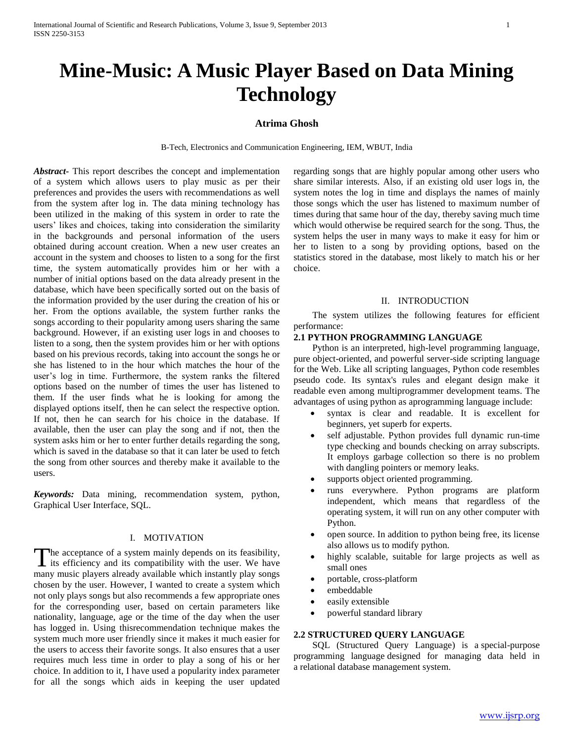# Mine-Music: A Music Player Based on Data Mining Technology

**Atrima Ghosh**

B-Tech, Electronics and Communication Engineering, IEM, WBUT, India

***Abstract*-** This report describes the concept and implementation of a system which allows users to play music as per their preferences and provides the users with recommendations as well from the system after log in. The data mining technology has been utilized in the making of this system in order to rate the users' likes and choices, taking into consideration the similarity in the backgrounds and personal information of the users obtained during account creation. When a new user creates an account in the system and chooses to listen to a song for the first time, the system automatically provides him or her with a number of initial options based on the data already present in the database, which have been specifically sorted out on the basis of the information provided by the user during the creation of his or her. From the options available, the system further ranks the songs according to their popularity among users sharing the same background. However, if an existing user logs in and chooses to listen to a song, then the system provides him or her with options based on his previous records, taking into account the songs he or she has listened to in the hour which matches the hour of the user's log in time. Furthermore, the system ranks the filtered options based on the number of times the user has listened to them. If the user finds what he is looking for among the displayed options itself, then he can select the respective option. If not, then he can search for his choice in the database. If available, then the user can play the song and if not, then the system asks him or her to enter further details regarding the song, which is saved in the database so that it can later be used to fetch the song from other sources and thereby make it available to the users.

***Keywords:*** Data mining, recommendation system, python, Graphical User Interface, SQL.

## I. MOTIVATION

The acceptance of a system mainly depends on its feasibility, its efficiency and its compatibility with the user. We have many music players already available which instantly play songs chosen by the user. However, I wanted to create a system which not only plays songs but also recommends a few appropriate ones for the corresponding user, based on certain parameters like nationality, language, age or the time of the day when the user has logged in. Using thisrecommendation technique makes the system much more user friendly since it makes it much easier for the users to access their favorite songs. It also ensures that a user requires much less time in order to play a song of his or her choice. In addition to it, I have used a popularity index parameter for all the songs which aids in keeping the user updated regarding songs that are highly popular among other users who share similar interests. Also, if an existing old user logs in, the system notes the log in time and displays the names of mainly those songs which the user has listened to maximum number of times during that same hour of the day, thereby saving much time which would otherwise be required search for the song. Thus, the system helps the user in many ways to make it easy for him or her to listen to a song by providing options, based on the statistics stored in the database, most likely to match his or her choice.

## II. INTRODUCTION

The system utilizes the following features for efficient performance:

### 2.1 PYTHON PROGRAMMING LANGUAGE

Python is an interpreted, high-level programming language, pure object-oriented, and powerful server-side scripting language for the Web. Like all scripting languages, Python code resembles pseudo code. Its syntax's rules and elegant design make it readable even among multiprogrammer development teams. The advantages of using python as aprogramming language include:

- syntax is clear and readable. It is excellent for beginners, yet superb for experts.
- self adjustable. Python provides full dynamic run-time type checking and bounds checking on array subscripts. It employs garbage collection so there is no problem with dangling pointers or memory leaks.
- supports object oriented programming.
- runs everywhere. Python programs are platform independent, which means that regardless of the operating system, it will run on any other computer with Python.
- open source. In addition to python being free, its license also allows us to modify python.
- highly scalable, suitable for large projects as well as small ones
- portable, cross-platform
- embeddable
- easily extensible
- powerful standard library

### 2.2 STRUCTURED QUERY LANGUAGE

SQL (Structured Query Language) is a special-purpose programming language designed for managing data held in a relational database management system.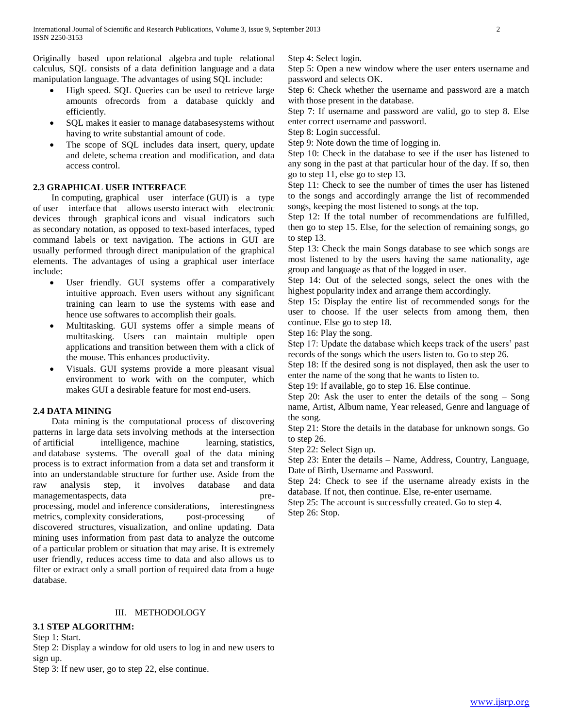Originally based upon relational algebra and tuple relational calculus, SQL consists of a data definition language and a data manipulation language. The advantages of using SQL include:

- High speed. SQL Queries can be used to retrieve large amounts ofrecords from a database quickly and efficiently.
- SQL makes it easier to manage databasesystems without having to write substantial amount of code.
- The scope of SQL includes data insert, query, update and delete, schema creation and modification, and data access control.

### 2.3 GRAPHICAL USER INTERFACE

In computing, graphical user interface (GUI) is a type of user interface that allows usersto interact with electronic devices through graphical icons and visual indicators such as secondary notation, as opposed to text-based interfaces, typed command labels or text navigation. The actions in GUI are usually performed through direct manipulation of the graphical elements. The advantages of using a graphical user interface include:

- User friendly. GUI systems offer a comparatively intuitive approach. Even users without any significant training can learn to use the systems with ease and hence use softwares to accomplish their goals.
- Multitasking. GUI systems offer a simple means of multitasking. Users can maintain multiple open applications and transition between them with a click of the mouse. This enhances productivity.
- Visuals. GUI systems provide a more pleasant visual environment to work with on the computer, which makes GUI a desirable feature for most end-users.

### 2.4 DATA MINING

Data mining is the computational process of discovering patterns in large data sets involving methods at the intersection of artificial intelligence, machine learning, statistics, and database systems. The overall goal of the data mining process is to extract information from a data set and transform it into an understandable structure for further use. Aside from the raw analysis step, it involves database and data managementaspects, data pre-processing, model and inference considerations, interestingness metrics, complexity considerations, post-processing of discovered structures, visualization, and online updating. Data mining uses information from past data to analyze the outcome of a particular problem or situation that may arise. It is extremely user friendly, reduces access time to data and also allows us to filter or extract only a small portion of required data from a huge database.

## III. METHODOLOGY

### 3.1 STEP ALGORITHM:

Step 1: Start.

Step 2: Display a window for old users to log in and new users to sign up.

Step 3: If new user, go to step 22, else continue.

Step 4: Select login.

Step 5: Open a new window where the user enters username and password and selects OK.

Step 6: Check whether the username and password are a match with those present in the database.

Step 7: If username and password are valid, go to step 8. Else enter correct username and password.

Step 8: Login successful.

Step 9: Note down the time of logging in.

Step 10: Check in the database to see if the user has listened to any song in the past at that particular hour of the day. If so, then go to step 11, else go to step 13.

Step 11: Check to see the number of times the user has listened to the songs and accordingly arrange the list of recommended songs, keeping the most listened to songs at the top.

Step 12: If the total number of recommendations are fulfilled, then go to step 15. Else, for the selection of remaining songs, go to step 13.

Step 13: Check the main Songs database to see which songs are most listened to by the users having the same nationality, age group and language as that of the logged in user.

Step 14: Out of the selected songs, select the ones with the highest popularity index and arrange them accordingly.

Step 15: Display the entire list of recommended songs for the user to choose. If the user selects from among them, then continue. Else go to step 18.

Step 16: Play the song.

Step 17: Update the database which keeps track of the users' past records of the songs which the users listen to. Go to step 26.

Step 18: If the desired song is not displayed, then ask the user to enter the name of the song that he wants to listen to.

Step 19: If available, go to step 16. Else continue.

Step 20: Ask the user to enter the details of the song – Song name, Artist, Album name, Year released, Genre and language of the song.

Step 21: Store the details in the database for unknown songs. Go to step 26.

Step 22: Select Sign up.

Step 23: Enter the details – Name, Address, Country, Language, Date of Birth, Username and Password.

Step 24: Check to see if the username already exists in the database. If not, then continue. Else, re-enter username.

Step 25: The account is successfully created. Go to step 4.

Step 26: Stop.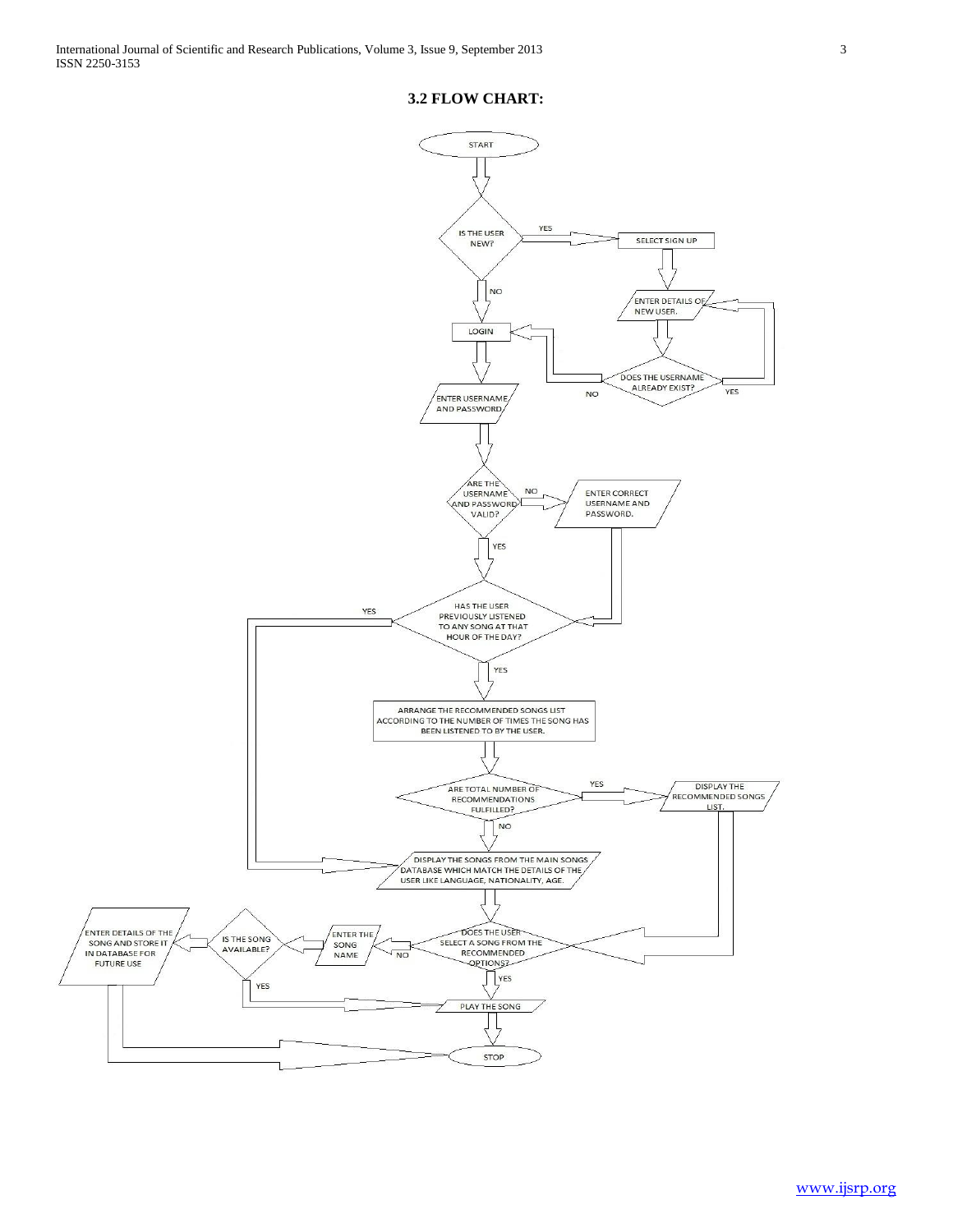## 3.2 FLOW CHART:

START

IS THE USER NEW?

YES → SELECT SIGN UP

ENTER DETAILS OF NEW USER.

DOES THE USERNAME ALREADY EXIST?

YES → ENTER DETAILS OF NEW USER.

NO → LOGIN

NO → LOGIN

ENTER USERNAME AND PASSWORD.

ARE THE USERNAME AND PASSWORD VALID?

NO → ENTER CORRECT USERNAME AND PASSWORD.

YES → HAS THE USER PREVIOUSLY LISTENED TO ANY SONG AT THAT HOUR OF THE DAY?

YES → ARRANGE THE RECOMMENDED SONGS LIST ACCORDING TO THE NUMBER OF TIMES THE SONG HAS BEEN LISTENED TO BY THE USER.

YES → DISPLAY THE SONGS FROM THE MAIN SONGS DATABASE WHICH MATCH THE DETAILS OF THE USER LIKE LANGUAGE, NATIONALITY, AGE.

ARE TOTAL NUMBER OF RECOMMENDATIONS FULFILLED?

YES → DISPLAY THE RECOMMENDED SONGS LIST.

NO → DISPLAY THE SONGS FROM THE MAIN SONGS DATABASE WHICH MATCH THE DETAILS OF THE USER LIKE LANGUAGE, NATIONALITY, AGE.

DOES THE USER SELECT A SONG FROM THE RECOMMENDED OPTIONS?

NO → ENTER THE SONG NAME

IS THE SONG AVAILABLE?

ENTER DETAILS OF THE SONG AND STORE IT IN DATABASE FOR FUTURE USE

YES → PLAY THE SONG

PLAY THE SONG

STOP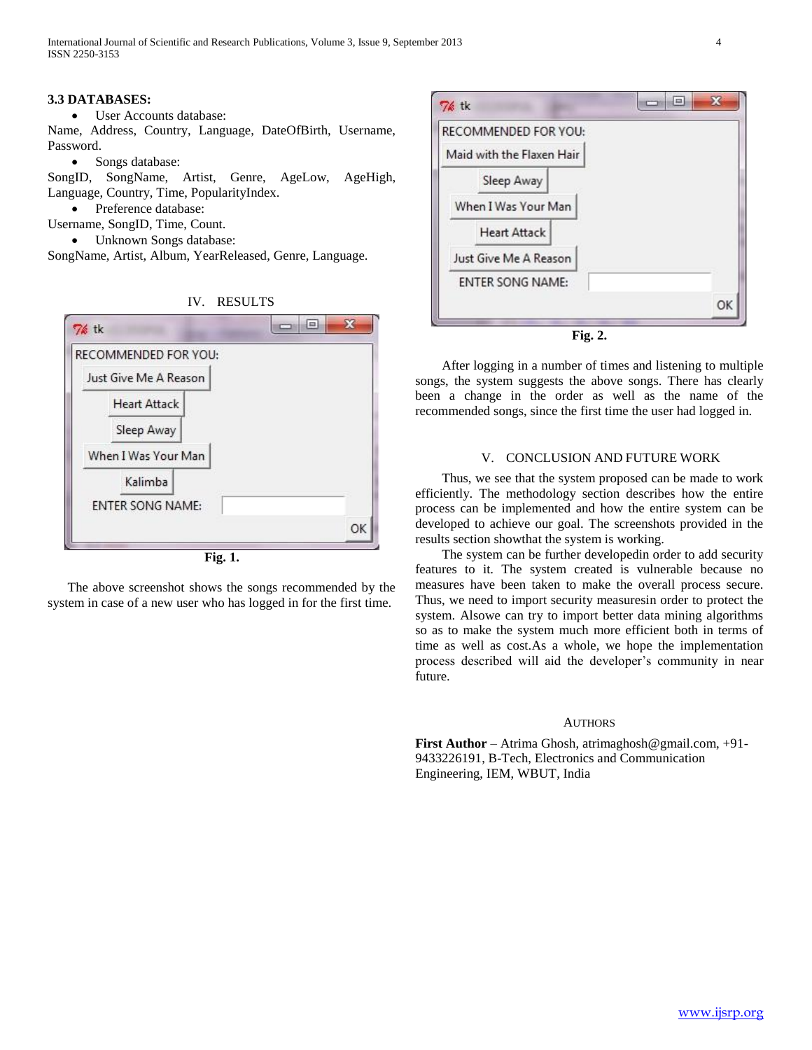### 3.3 DATABASES:

- User Accounts database:

Name, Address, Country, Language, DateOfBirth, Username, Password.

- Songs database:

SongID, SongName, Artist, Genre, AgeLow, AgeHigh, Language, Country, Time, PopularityIndex.

- Preference database:

Username, SongID, Time, Count.

- Unknown Songs database:

SongName, Artist, Album, YearReleased, Genre, Language.

## IV. RESULTS

tk

RECOMMENDED FOR YOU:

Just Give Me A Reason

Heart Attack

Sleep Away

When I Was Your Man

Kalimba

ENTER SONG NAME:

OK

**Fig. 1.**

The above screenshot shows the songs recommended by the system in case of a new user who has logged in for the first time.

tk

RECOMMENDED FOR YOU:

Maid with the Flaxen Hair

Sleep Away

When I Was Your Man

Heart Attack

Just Give Me A Reason

ENTER SONG NAME:

OK

**Fig. 2.**

After logging in a number of times and listening to multiple songs, the system suggests the above songs. There has clearly been a change in the order as well as the name of the recommended songs, since the first time the user had logged in.

## V. CONCLUSION AND FUTURE WORK

Thus, we see that the system proposed can be made to work efficiently. The methodology section describes how the entire process can be implemented and how the entire system can be developed to achieve our goal. The screenshots provided in the results section showthat the system is working.

The system can be further developedin order to add security features to it. The system created is vulnerable because no measures have been taken to make the overall process secure. Thus, we need to import security measuresin order to protect the system. Alsowe can try to import better data mining algorithms so as to make the system much more efficient both in terms of time as well as cost.As a whole, we hope the implementation process described will aid the developer's community in near future.

## AUTHORS

**First Author** – Atrima Ghosh, atrimaghosh@gmail.com, +91-9433226191, B-Tech, Electronics and Communication Engineering, IEM, WBUT, India